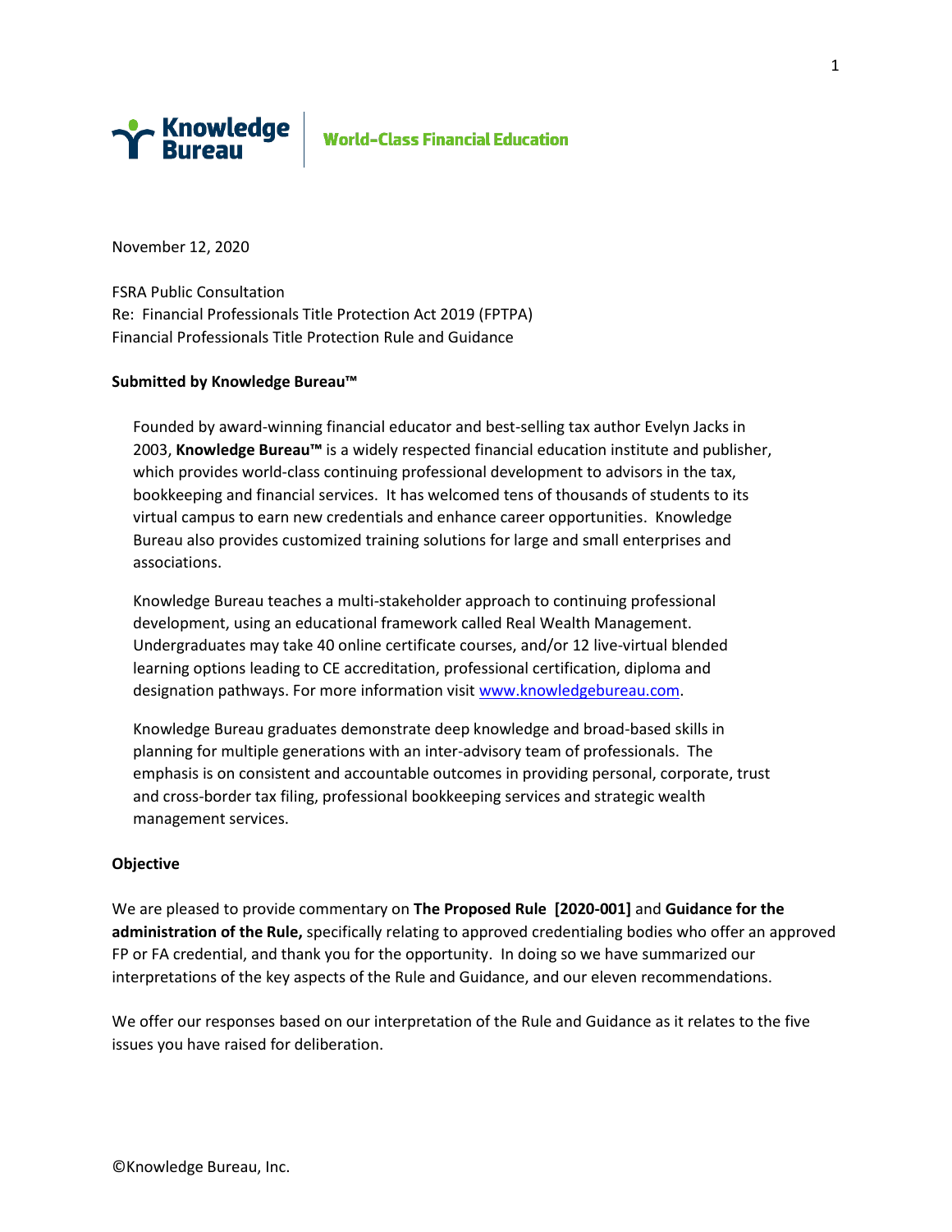Knowledge Bureau | World-Class Financial Education

November 12, 2020

FSRA Public Consultation
Re: Financial Professionals Title Protection Act 2019 (FPTPA)
Financial Professionals Title Protection Rule and Guidance

**Submitted by Knowledge Bureau™**

Founded by award-winning financial educator and best-selling tax author Evelyn Jacks in 2003, **Knowledge Bureau™** is a widely respected financial education institute and publisher, which provides world-class continuing professional development to advisors in the tax, bookkeeping and financial services. It has welcomed tens of thousands of students to its virtual campus to earn new credentials and enhance career opportunities. Knowledge Bureau also provides customized training solutions for large and small enterprises and associations.

Knowledge Bureau teaches a multi-stakeholder approach to continuing professional development, using an educational framework called Real Wealth Management. Undergraduates may take 40 online certificate courses, and/or 12 live-virtual blended learning options leading to CE accreditation, professional certification, diploma and designation pathways. For more information visit www.knowledgebureau.com.

Knowledge Bureau graduates demonstrate deep knowledge and broad-based skills in planning for multiple generations with an inter-advisory team of professionals. The emphasis is on consistent and accountable outcomes in providing personal, corporate, trust and cross-border tax filing, professional bookkeeping services and strategic wealth management services.

**Objective**

We are pleased to provide commentary on **The Proposed Rule [2020-001]** and **Guidance for the administration of the Rule,** specifically relating to approved credentialing bodies who offer an approved FP or FA credential, and thank you for the opportunity. In doing so we have summarized our interpretations of the key aspects of the Rule and Guidance, and our eleven recommendations.

We offer our responses based on our interpretation of the Rule and Guidance as it relates to the five issues you have raised for deliberation.

©Knowledge Bureau, Inc.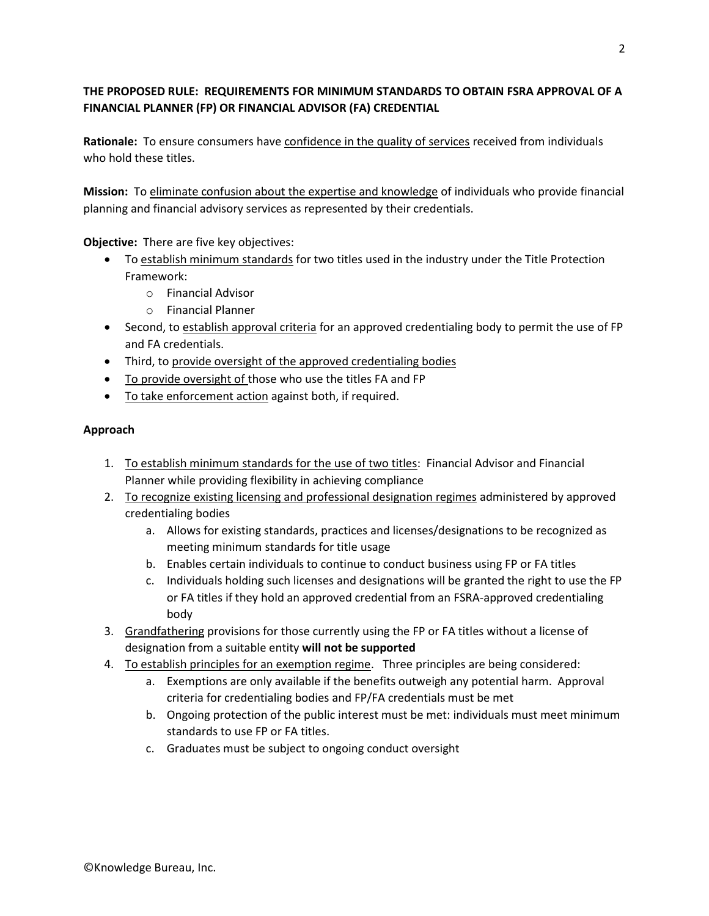**THE PROPOSED RULE: REQUIREMENTS FOR MINIMUM STANDARDS TO OBTAIN FSRA APPROVAL OF A FINANCIAL PLANNER (FP) OR FINANCIAL ADVISOR (FA) CREDENTIAL**

**Rationale:** To ensure consumers have <u>confidence in the quality of services</u> received from individuals who hold these titles.

**Mission:** To <u>eliminate confusion about the expertise and knowledge</u> of individuals who provide financial planning and financial advisory services as represented by their credentials.

**Objective:** There are five key objectives:

- To <u>establish minimum standards</u> for two titles used in the industry under the Title Protection Framework:
  - Financial Advisor
  - Financial Planner
- Second, to <u>establish approval criteria</u> for an approved credentialing body to permit the use of FP and FA credentials.
- Third, to <u>provide oversight of the approved credentialing bodies</u>
- <u>To provide oversight of</u> those who use the titles FA and FP
- <u>To take enforcement action</u> against both, if required.

**Approach**

1. <u>To establish minimum standards for the use of two titles</u>: Financial Advisor and Financial Planner while providing flexibility in achieving compliance
2. <u>To recognize existing licensing and professional designation regimes</u> administered by approved credentialing bodies
   a. Allows for existing standards, practices and licenses/designations to be recognized as meeting minimum standards for title usage
   b. Enables certain individuals to continue to conduct business using FP or FA titles
   c. Individuals holding such licenses and designations will be granted the right to use the FP or FA titles if they hold an approved credential from an FSRA-approved credentialing body
3. <u>Grandfathering</u> provisions for those currently using the FP or FA titles without a license of designation from a suitable entity **will not be supported**
4. <u>To establish principles for an exemption regime</u>. Three principles are being considered:
   a. Exemptions are only available if the benefits outweigh any potential harm. Approval criteria for credentialing bodies and FP/FA credentials must be met
   b. Ongoing protection of the public interest must be met: individuals must meet minimum standards to use FP or FA titles.
   c. Graduates must be subject to ongoing conduct oversight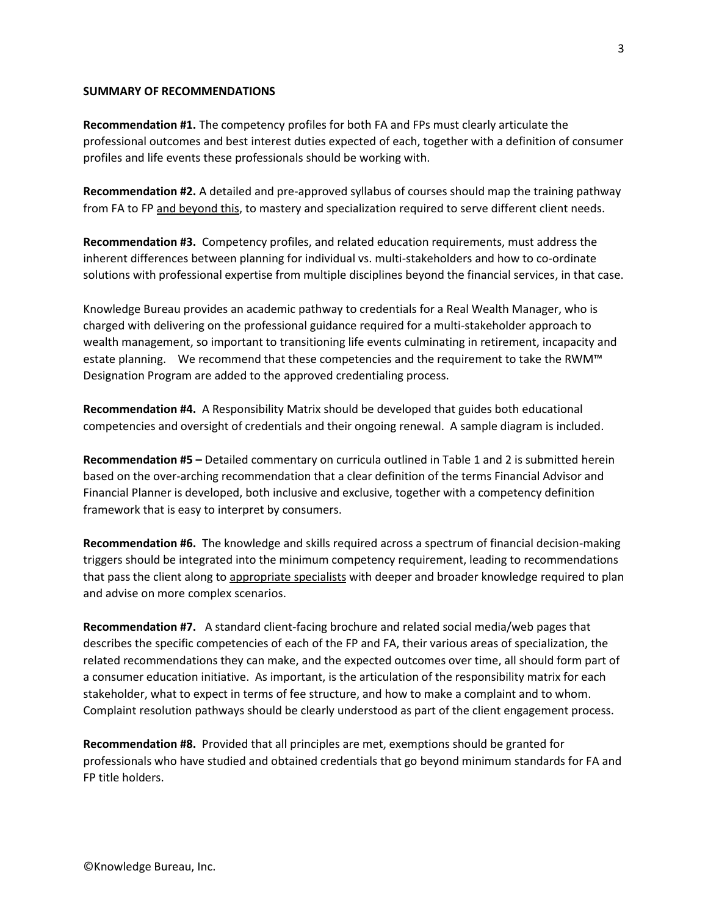**SUMMARY OF RECOMMENDATIONS**

**Recommendation #1.** The competency profiles for both FA and FPs must clearly articulate the professional outcomes and best interest duties expected of each, together with a definition of consumer profiles and life events these professionals should be working with.

**Recommendation #2.** A detailed and pre-approved syllabus of courses should map the training pathway from FA to FP and beyond this, to mastery and specialization required to serve different client needs.

**Recommendation #3.** Competency profiles, and related education requirements, must address the inherent differences between planning for individual vs. multi-stakeholders and how to co-ordinate solutions with professional expertise from multiple disciplines beyond the financial services, in that case.

Knowledge Bureau provides an academic pathway to credentials for a Real Wealth Manager, who is charged with delivering on the professional guidance required for a multi-stakeholder approach to wealth management, so important to transitioning life events culminating in retirement, incapacity and estate planning. We recommend that these competencies and the requirement to take the RWM™ Designation Program are added to the approved credentialing process.

**Recommendation #4.** A Responsibility Matrix should be developed that guides both educational competencies and oversight of credentials and their ongoing renewal. A sample diagram is included.

**Recommendation #5 –** Detailed commentary on curricula outlined in Table 1 and 2 is submitted herein based on the over-arching recommendation that a clear definition of the terms Financial Advisor and Financial Planner is developed, both inclusive and exclusive, together with a competency definition framework that is easy to interpret by consumers.

**Recommendation #6.** The knowledge and skills required across a spectrum of financial decision-making triggers should be integrated into the minimum competency requirement, leading to recommendations that pass the client along to appropriate specialists with deeper and broader knowledge required to plan and advise on more complex scenarios.

**Recommendation #7.** A standard client-facing brochure and related social media/web pages that describes the specific competencies of each of the FP and FA, their various areas of specialization, the related recommendations they can make, and the expected outcomes over time, all should form part of a consumer education initiative. As important, is the articulation of the responsibility matrix for each stakeholder, what to expect in terms of fee structure, and how to make a complaint and to whom. Complaint resolution pathways should be clearly understood as part of the client engagement process.

**Recommendation #8.** Provided that all principles are met, exemptions should be granted for professionals who have studied and obtained credentials that go beyond minimum standards for FA and FP title holders.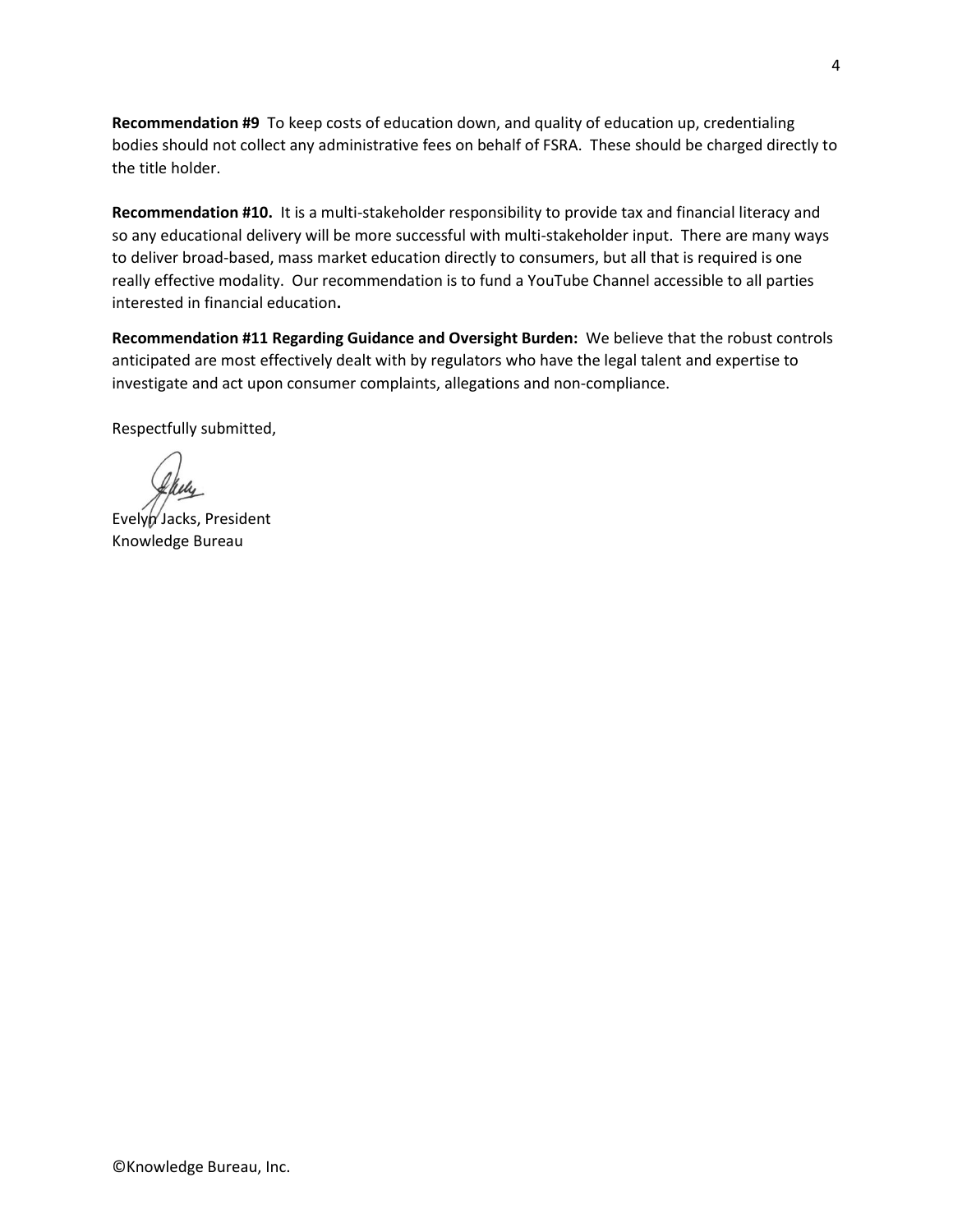**Recommendation #9** To keep costs of education down, and quality of education up, credentialing bodies should not collect any administrative fees on behalf of FSRA. These should be charged directly to the title holder.

**Recommendation #10.** It is a multi-stakeholder responsibility to provide tax and financial literacy and so any educational delivery will be more successful with multi-stakeholder input. There are many ways to deliver broad-based, mass market education directly to consumers, but all that is required is one really effective modality. Our recommendation is to fund a YouTube Channel accessible to all parties interested in financial education**.**

**Recommendation #11 Regarding Guidance and Oversight Burden:** We believe that the robust controls anticipated are most effectively dealt with by regulators who have the legal talent and expertise to investigate and act upon consumer complaints, allegations and non-compliance.

Respectfully submitted,

Evelyn Jacks, President
Knowledge Bureau

©Knowledge Bureau, Inc.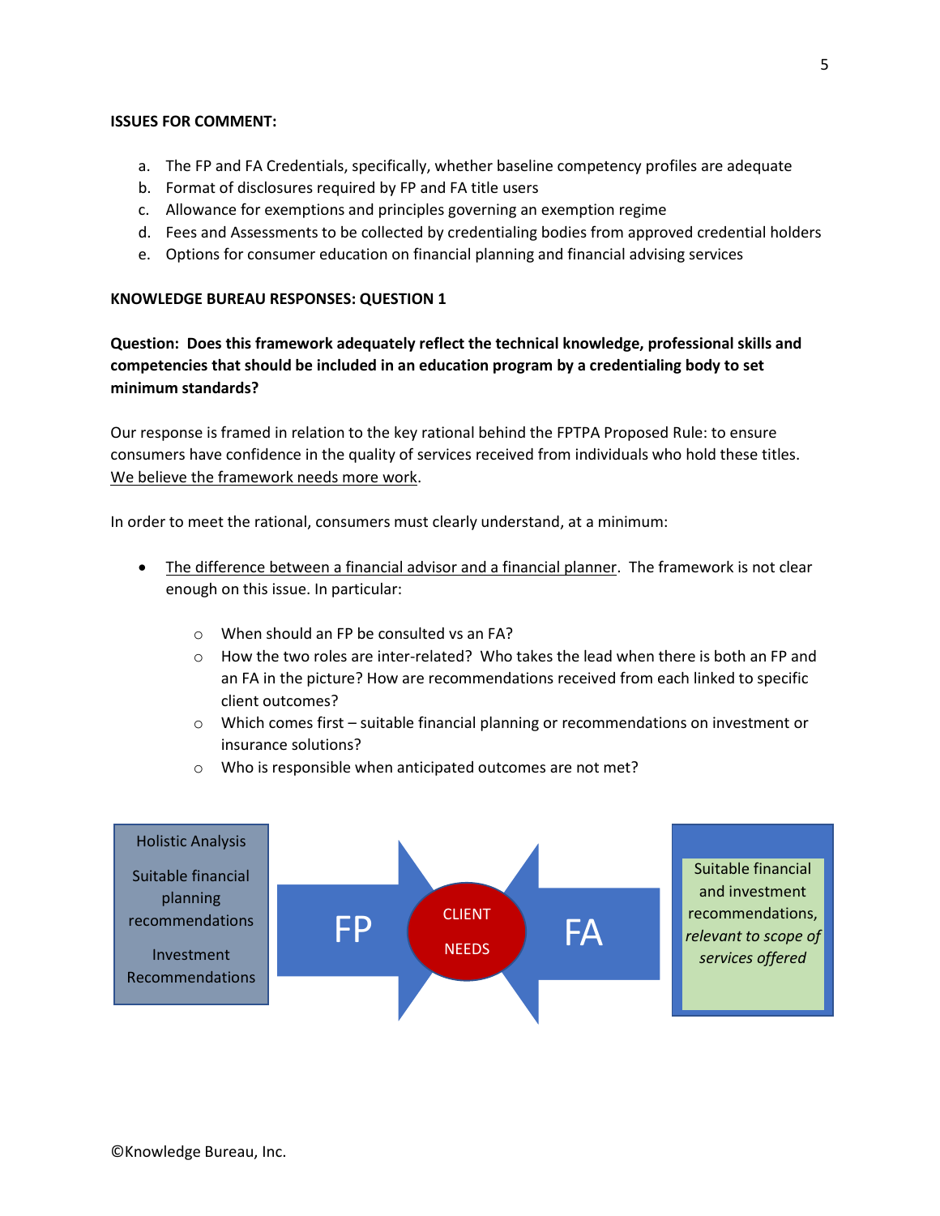**ISSUES FOR COMMENT:**

a. The FP and FA Credentials, specifically, whether baseline competency profiles are adequate
b. Format of disclosures required by FP and FA title users
c. Allowance for exemptions and principles governing an exemption regime
d. Fees and Assessments to be collected by credentialing bodies from approved credential holders
e. Options for consumer education on financial planning and financial advising services

**KNOWLEDGE BUREAU RESPONSES: QUESTION 1**

**Question: Does this framework adequately reflect the technical knowledge, professional skills and competencies that should be included in an education program by a credentialing body to set minimum standards?**

Our response is framed in relation to the key rational behind the FPTPA Proposed Rule: to ensure consumers have confidence in the quality of services received from individuals who hold these titles. We believe the framework needs more work.

In order to meet the rational, consumers must clearly understand, at a minimum:

- The difference between a financial advisor and a financial planner. The framework is not clear enough on this issue. In particular:
  - When should an FP be consulted vs an FA?
  - How the two roles are inter-related? Who takes the lead when there is both an FP and an FA in the picture? How are recommendations received from each linked to specific client outcomes?
  - Which comes first – suitable financial planning or recommendations on investment or insurance solutions?
  - Who is responsible when anticipated outcomes are not met?

Holistic Analysis

Suitable financial planning recommendations

Investment Recommendations

FP → CLIENT NEEDS ← FA

Suitable financial and investment recommendations, *relevant to scope of services offered*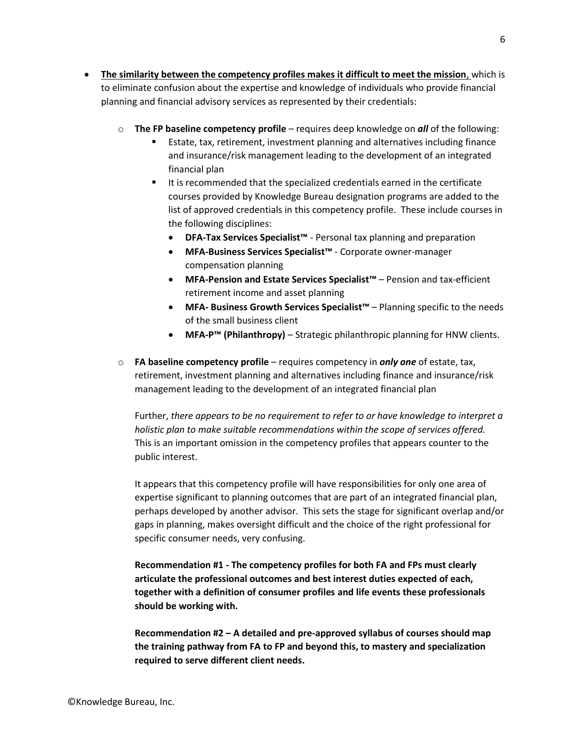- **The similarity between the competency profiles makes it difficult to meet the mission**, which is to eliminate confusion about the expertise and knowledge of individuals who provide financial planning and financial advisory services as represented by their credentials:
  - **The FP baseline competency profile** – requires deep knowledge on ***all*** of the following:
    - Estate, tax, retirement, investment planning and alternatives including finance and insurance/risk management leading to the development of an integrated financial plan
    - It is recommended that the specialized credentials earned in the certificate courses provided by Knowledge Bureau designation programs are added to the list of approved credentials in this competency profile. These include courses in the following disciplines:
      - **DFA-Tax Services Specialist™** - Personal tax planning and preparation
      - **MFA-Business Services Specialist™** - Corporate owner-manager compensation planning
      - **MFA-Pension and Estate Services Specialist™** – Pension and tax-efficient retirement income and asset planning
      - **MFA- Business Growth Services Specialist™** – Planning specific to the needs of the small business client
      - **MFA-P™ (Philanthropy)** – Strategic philanthropic planning for HNW clients.
  - **FA baseline competency profile** – requires competency in ***only one*** of estate, tax, retirement, investment planning and alternatives including finance and insurance/risk management leading to the development of an integrated financial plan

    Further, *there appears to be no requirement to refer to or have knowledge to interpret a holistic plan to make suitable recommendations within the scope of services offered.* This is an important omission in the competency profiles that appears counter to the public interest.

    It appears that this competency profile will have responsibilities for only one area of expertise significant to planning outcomes that are part of an integrated financial plan, perhaps developed by another advisor. This sets the stage for significant overlap and/or gaps in planning, makes oversight difficult and the choice of the right professional for specific consumer needs, very confusing.

    **Recommendation #1 - The competency profiles for both FA and FPs must clearly articulate the professional outcomes and best interest duties expected of each, together with a definition of consumer profiles and life events these professionals should be working with.**

    **Recommendation #2 – A detailed and pre-approved syllabus of courses should map the training pathway from FA to FP and beyond this, to mastery and specialization required to serve different client needs.**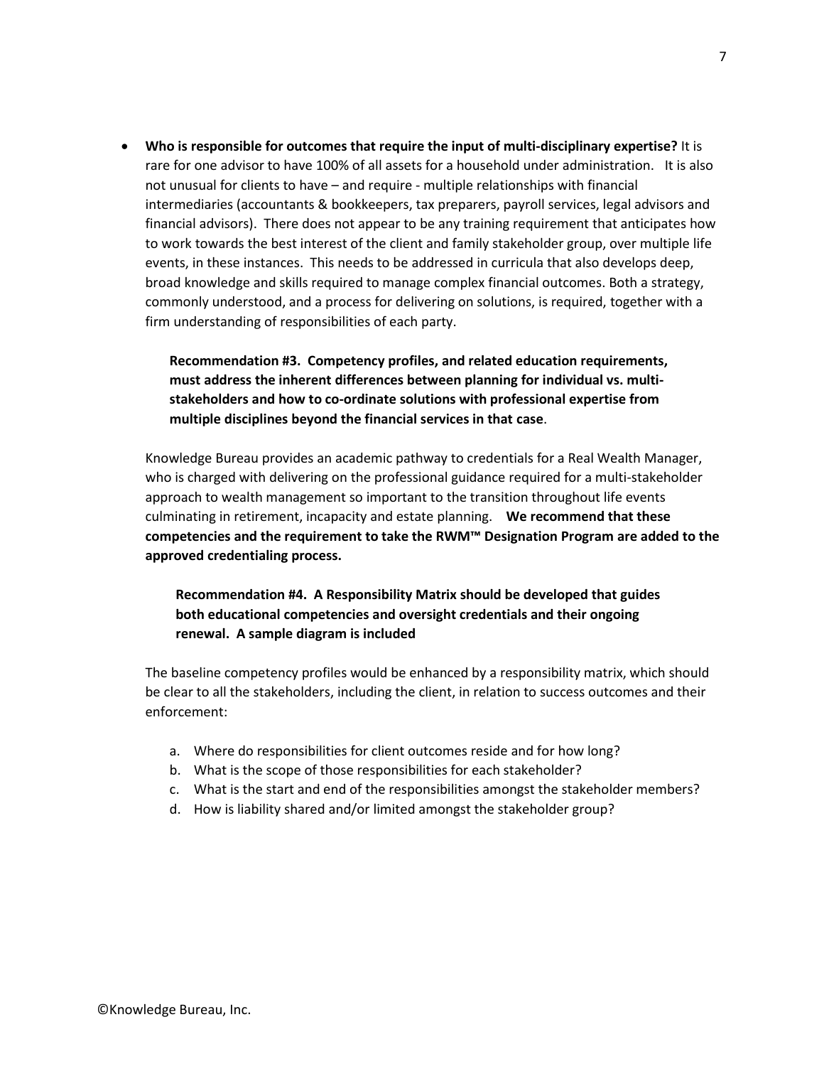- **Who is responsible for outcomes that require the input of multi-disciplinary expertise?** It is rare for one advisor to have 100% of all assets for a household under administration. It is also not unusual for clients to have – and require - multiple relationships with financial intermediaries (accountants & bookkeepers, tax preparers, payroll services, legal advisors and financial advisors). There does not appear to be any training requirement that anticipates how to work towards the best interest of the client and family stakeholder group, over multiple life events, in these instances. This needs to be addressed in curricula that also develops deep, broad knowledge and skills required to manage complex financial outcomes. Both a strategy, commonly understood, and a process for delivering on solutions, is required, together with a firm understanding of responsibilities of each party.

  **Recommendation #3. Competency profiles, and related education requirements, must address the inherent differences between planning for individual vs. multi-stakeholders and how to co-ordinate solutions with professional expertise from multiple disciplines beyond the financial services in that case**.

  Knowledge Bureau provides an academic pathway to credentials for a Real Wealth Manager, who is charged with delivering on the professional guidance required for a multi-stakeholder approach to wealth management so important to the transition throughout life events culminating in retirement, incapacity and estate planning. **We recommend that these competencies and the requirement to take the RWM™ Designation Program are added to the approved credentialing process.**

  **Recommendation #4. A Responsibility Matrix should be developed that guides both educational competencies and oversight credentials and their ongoing renewal. A sample diagram is included**

  The baseline competency profiles would be enhanced by a responsibility matrix, which should be clear to all the stakeholders, including the client, in relation to success outcomes and their enforcement:

  a. Where do responsibilities for client outcomes reside and for how long?
  b. What is the scope of those responsibilities for each stakeholder?
  c. What is the start and end of the responsibilities amongst the stakeholder members?
  d. How is liability shared and/or limited amongst the stakeholder group?

©Knowledge Bureau, Inc.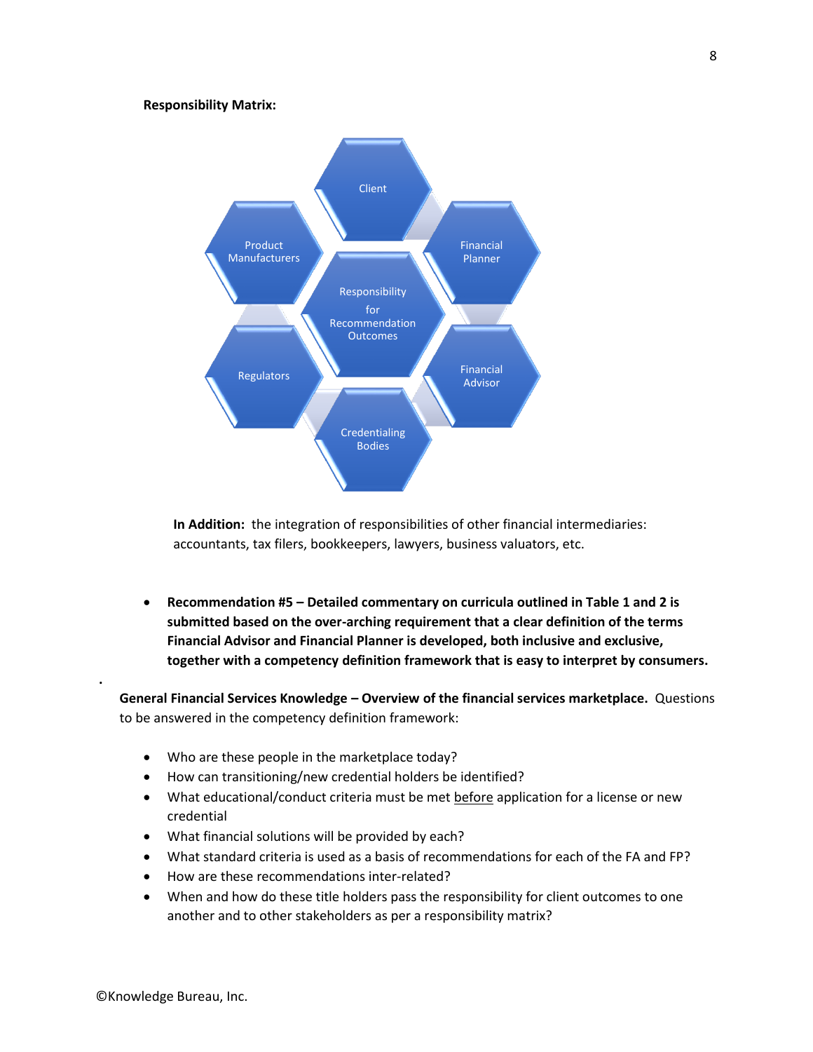**Responsibility Matrix:**

Client

Financial Planner

Product Manufacturers

Responsibility for Recommendation Outcomes

Regulators

Financial Advisor

Credentialing Bodies

**In Addition:** the integration of responsibilities of other financial intermediaries: accountants, tax filers, bookkeepers, lawyers, business valuators, etc.

- **Recommendation #5 – Detailed commentary on curricula outlined in Table 1 and 2 is submitted based on the over-arching requirement that a clear definition of the terms Financial Advisor and Financial Planner is developed, both inclusive and exclusive, together with a competency definition framework that is easy to interpret by consumers.**

**General Financial Services Knowledge – Overview of the financial services marketplace.** Questions to be answered in the competency definition framework:

- Who are these people in the marketplace today?
- How can transitioning/new credential holders be identified?
- What educational/conduct criteria must be met before application for a license or new credential
- What financial solutions will be provided by each?
- What standard criteria is used as a basis of recommendations for each of the FA and FP?
- How are these recommendations inter-related?
- When and how do these title holders pass the responsibility for client outcomes to one another and to other stakeholders as per a responsibility matrix?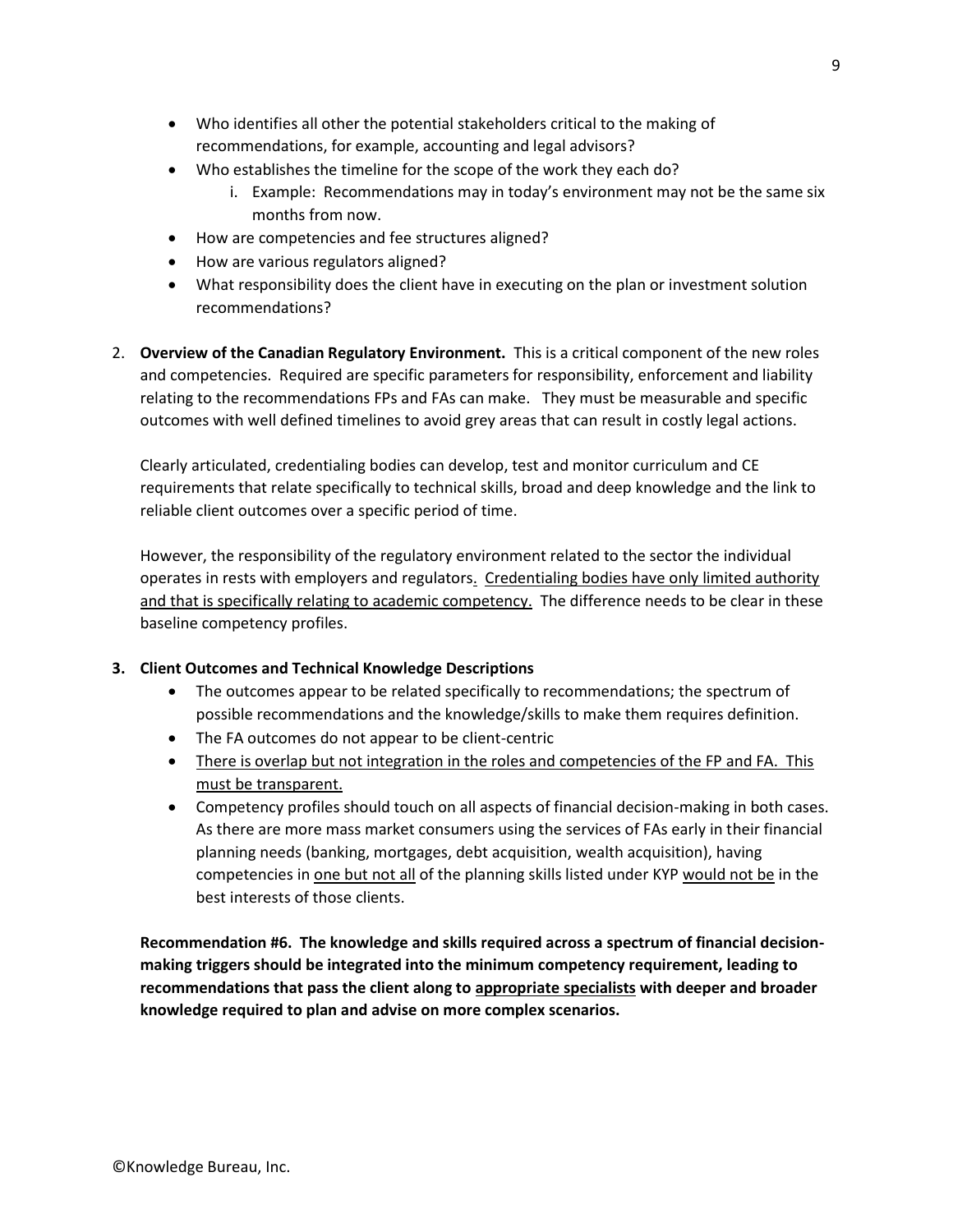- Who identifies all other the potential stakeholders critical to the making of recommendations, for example, accounting and legal advisors?
- Who establishes the timeline for the scope of the work they each do?
    i. Example: Recommendations may in today's environment may not be the same six months from now.
- How are competencies and fee structures aligned?
- How are various regulators aligned?
- What responsibility does the client have in executing on the plan or investment solution recommendations?

2. **Overview of the Canadian Regulatory Environment.** This is a critical component of the new roles and competencies. Required are specific parameters for responsibility, enforcement and liability relating to the recommendations FPs and FAs can make. They must be measurable and specific outcomes with well defined timelines to avoid grey areas that can result in costly legal actions.

   Clearly articulated, credentialing bodies can develop, test and monitor curriculum and CE requirements that relate specifically to technical skills, broad and deep knowledge and the link to reliable client outcomes over a specific period of time.

   However, the responsibility of the regulatory environment related to the sector the individual operates in rests with employers and regulators. <u>Credentialing bodies have only limited authority and that is specifically relating to academic competency.</u> The difference needs to be clear in these baseline competency profiles.

3. **Client Outcomes and Technical Knowledge Descriptions**
    - The outcomes appear to be related specifically to recommendations; the spectrum of possible recommendations and the knowledge/skills to make them requires definition.
    - The FA outcomes do not appear to be client-centric
    - <u>There is overlap but not integration in the roles and competencies of the FP and FA. This must be transparent.</u>
    - Competency profiles should touch on all aspects of financial decision-making in both cases. As there are more mass market consumers using the services of FAs early in their financial planning needs (banking, mortgages, debt acquisition, wealth acquisition), having competencies in <u>one but not all</u> of the planning skills listed under KYP <u>would not be</u> in the best interests of those clients.

**Recommendation #6. The knowledge and skills required across a spectrum of financial decision-making triggers should be integrated into the minimum competency requirement, leading to recommendations that pass the client along to <u>appropriate specialists</u> with deeper and broader knowledge required to plan and advise on more complex scenarios.**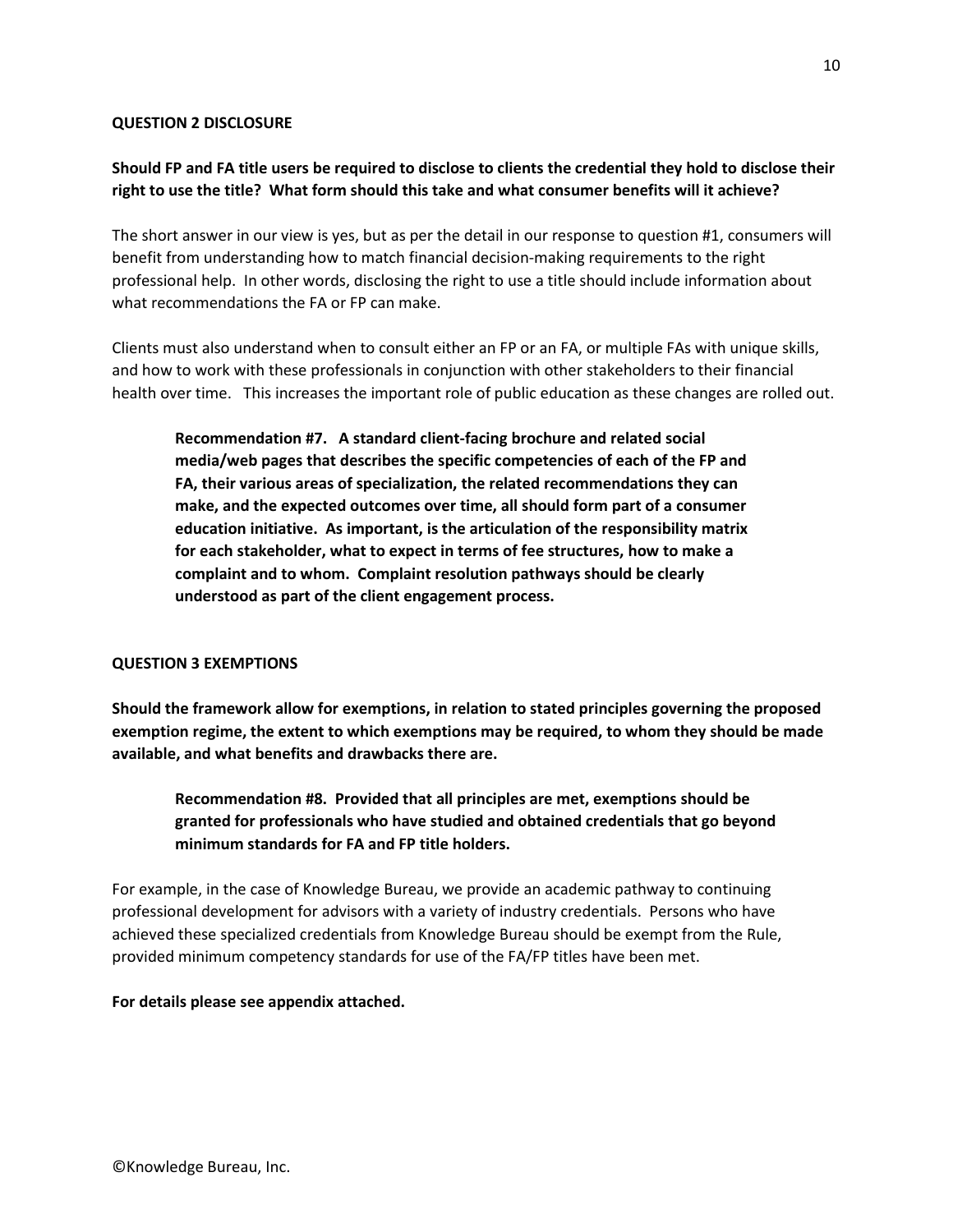**QUESTION 2 DISCLOSURE**

**Should FP and FA title users be required to disclose to clients the credential they hold to disclose their right to use the title? What form should this take and what consumer benefits will it achieve?**

The short answer in our view is yes, but as per the detail in our response to question #1, consumers will benefit from understanding how to match financial decision-making requirements to the right professional help. In other words, disclosing the right to use a title should include information about what recommendations the FA or FP can make.

Clients must also understand when to consult either an FP or an FA, or multiple FAs with unique skills, and how to work with these professionals in conjunction with other stakeholders to their financial health over time. This increases the important role of public education as these changes are rolled out.

> **Recommendation #7. A standard client-facing brochure and related social media/web pages that describes the specific competencies of each of the FP and FA, their various areas of specialization, the related recommendations they can make, and the expected outcomes over time, all should form part of a consumer education initiative. As important, is the articulation of the responsibility matrix for each stakeholder, what to expect in terms of fee structures, how to make a complaint and to whom. Complaint resolution pathways should be clearly understood as part of the client engagement process.**

**QUESTION 3 EXEMPTIONS**

**Should the framework allow for exemptions, in relation to stated principles governing the proposed exemption regime, the extent to which exemptions may be required, to whom they should be made available, and what benefits and drawbacks there are.**

> **Recommendation #8. Provided that all principles are met, exemptions should be granted for professionals who have studied and obtained credentials that go beyond minimum standards for FA and FP title holders.**

For example, in the case of Knowledge Bureau, we provide an academic pathway to continuing professional development for advisors with a variety of industry credentials. Persons who have achieved these specialized credentials from Knowledge Bureau should be exempt from the Rule, provided minimum competency standards for use of the FA/FP titles have been met.

**For details please see appendix attached.**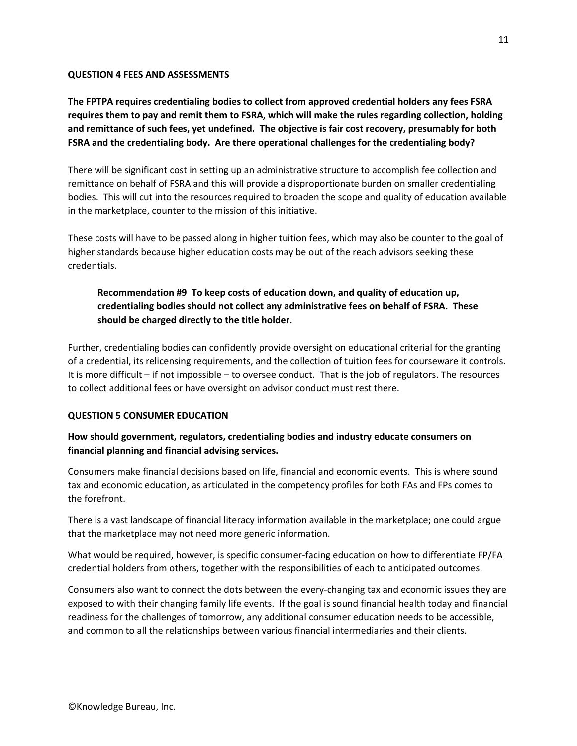### QUESTION 4 FEES AND ASSESSMENTS

**The FPTPA requires credentialing bodies to collect from approved credential holders any fees FSRA requires them to pay and remit them to FSRA, which will make the rules regarding collection, holding and remittance of such fees, yet undefined. The objective is fair cost recovery, presumably for both FSRA and the credentialing body. Are there operational challenges for the credentialing body?**

There will be significant cost in setting up an administrative structure to accomplish fee collection and remittance on behalf of FSRA and this will provide a disproportionate burden on smaller credentialing bodies. This will cut into the resources required to broaden the scope and quality of education available in the marketplace, counter to the mission of this initiative.

These costs will have to be passed along in higher tuition fees, which may also be counter to the goal of higher standards because higher education costs may be out of the reach advisors seeking these credentials.

> **Recommendation #9 To keep costs of education down, and quality of education up, credentialing bodies should not collect any administrative fees on behalf of FSRA. These should be charged directly to the title holder.**

Further, credentialing bodies can confidently provide oversight on educational criterial for the granting of a credential, its relicensing requirements, and the collection of tuition fees for courseware it controls. It is more difficult – if not impossible – to oversee conduct. That is the job of regulators. The resources to collect additional fees or have oversight on advisor conduct must rest there.

### QUESTION 5 CONSUMER EDUCATION

**How should government, regulators, credentialing bodies and industry educate consumers on financial planning and financial advising services.**

Consumers make financial decisions based on life, financial and economic events. This is where sound tax and economic education, as articulated in the competency profiles for both FAs and FPs comes to the forefront.

There is a vast landscape of financial literacy information available in the marketplace; one could argue that the marketplace may not need more generic information.

What would be required, however, is specific consumer-facing education on how to differentiate FP/FA credential holders from others, together with the responsibilities of each to anticipated outcomes.

Consumers also want to connect the dots between the every-changing tax and economic issues they are exposed to with their changing family life events. If the goal is sound financial health today and financial readiness for the challenges of tomorrow, any additional consumer education needs to be accessible, and common to all the relationships between various financial intermediaries and their clients.

©Knowledge Bureau, Inc.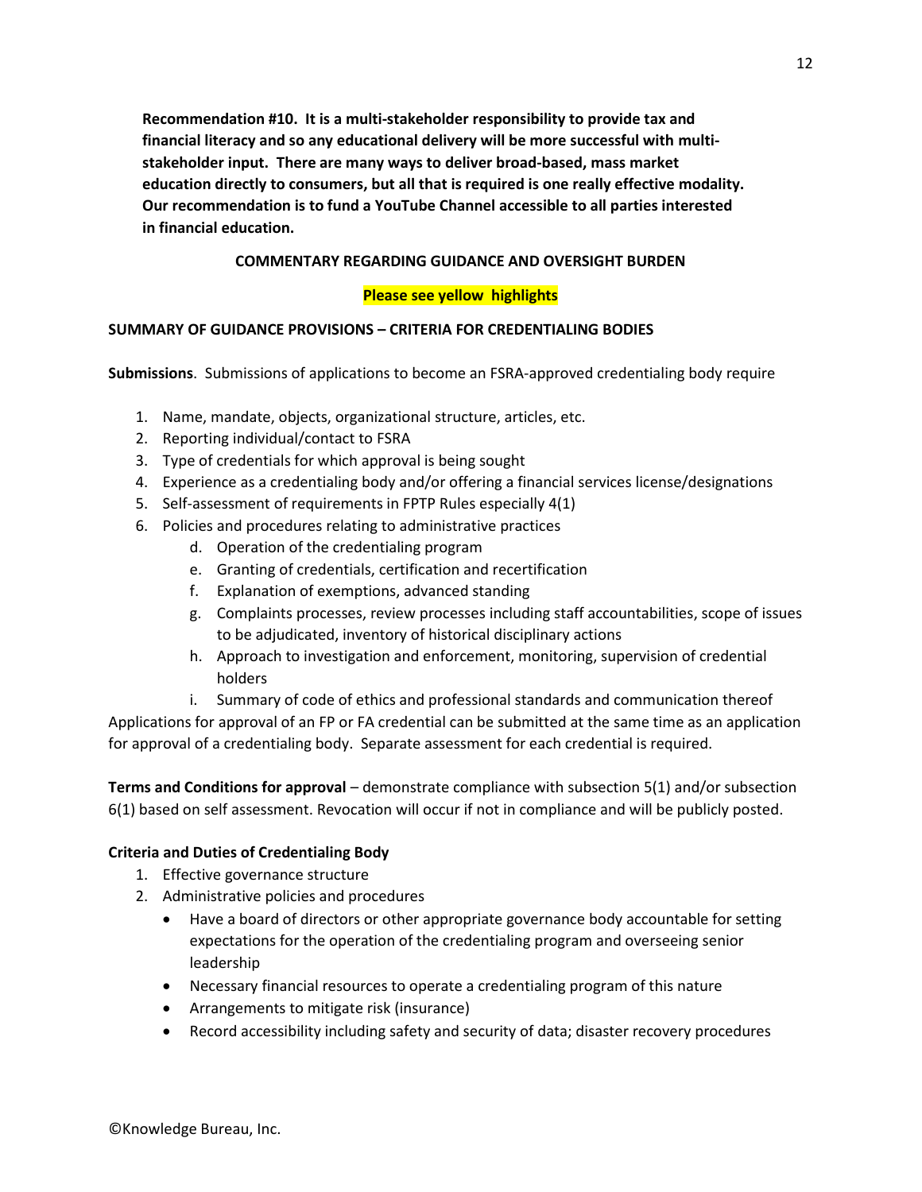**Recommendation #10. It is a multi-stakeholder responsibility to provide tax and financial literacy and so any educational delivery will be more successful with multi-stakeholder input. There are many ways to deliver broad-based, mass market education directly to consumers, but all that is required is one really effective modality. Our recommendation is to fund a YouTube Channel accessible to all parties interested in financial education.**

**COMMENTARY REGARDING GUIDANCE AND OVERSIGHT BURDEN**

**Please see yellow highlights**

**SUMMARY OF GUIDANCE PROVISIONS – CRITERIA FOR CREDENTIALING BODIES**

**Submissions**. Submissions of applications to become an FSRA-approved credentialing body require

1. Name, mandate, objects, organizational structure, articles, etc.
2. Reporting individual/contact to FSRA
3. Type of credentials for which approval is being sought
4. Experience as a credentialing body and/or offering a financial services license/designations
5. Self-assessment of requirements in FPTP Rules especially 4(1)
6. Policies and procedures relating to administrative practices
   d. Operation of the credentialing program
   e. Granting of credentials, certification and recertification
   f. Explanation of exemptions, advanced standing
   g. Complaints processes, review processes including staff accountabilities, scope of issues to be adjudicated, inventory of historical disciplinary actions
   h. Approach to investigation and enforcement, monitoring, supervision of credential holders
   i. Summary of code of ethics and professional standards and communication thereof

Applications for approval of an FP or FA credential can be submitted at the same time as an application for approval of a credentialing body. Separate assessment for each credential is required.

**Terms and Conditions for approval** – demonstrate compliance with subsection 5(1) and/or subsection 6(1) based on self assessment. Revocation will occur if not in compliance and will be publicly posted.

**Criteria and Duties of Credentialing Body**

1. Effective governance structure
2. Administrative policies and procedures
   - Have a board of directors or other appropriate governance body accountable for setting expectations for the operation of the credentialing program and overseeing senior leadership
   - Necessary financial resources to operate a credentialing program of this nature
   - Arrangements to mitigate risk (insurance)
   - Record accessibility including safety and security of data; disaster recovery procedures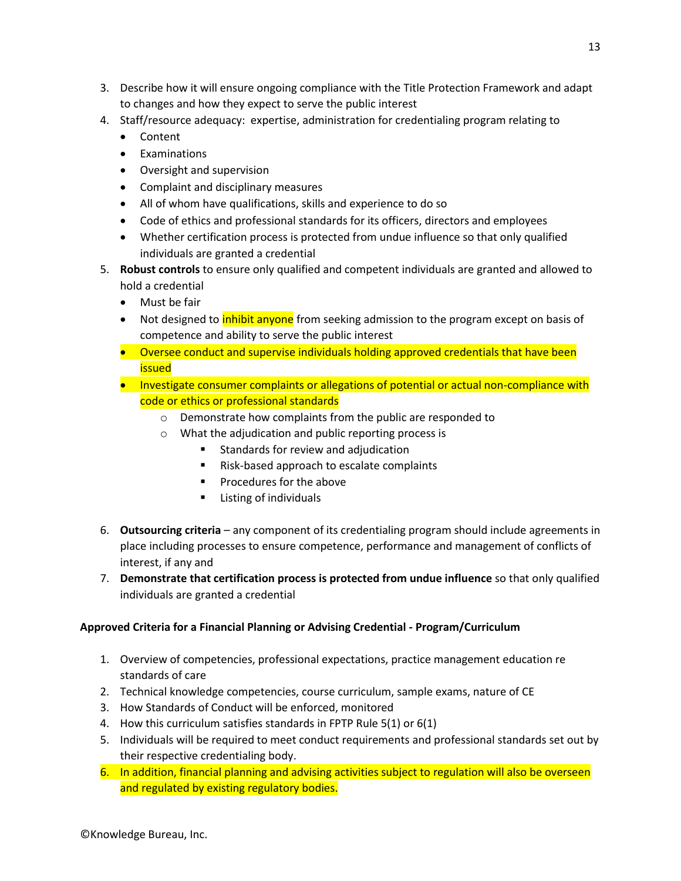3. Describe how it will ensure ongoing compliance with the Title Protection Framework and adapt to changes and how they expect to serve the public interest
4. Staff/resource adequacy: expertise, administration for credentialing program relating to
   - Content
   - Examinations
   - Oversight and supervision
   - Complaint and disciplinary measures
   - All of whom have qualifications, skills and experience to do so
   - Code of ethics and professional standards for its officers, directors and employees
   - Whether certification process is protected from undue influence so that only qualified individuals are granted a credential
5. **Robust controls** to ensure only qualified and competent individuals are granted and allowed to hold a credential
   - Must be fair
   - Not designed to inhibit anyone from seeking admission to the program except on basis of competence and ability to serve the public interest
   - Oversee conduct and supervise individuals holding approved credentials that have been issued
   - Investigate consumer complaints or allegations of potential or actual non-compliance with code or ethics or professional standards
     - Demonstrate how complaints from the public are responded to
     - What the adjudication and public reporting process is
       - Standards for review and adjudication
       - Risk-based approach to escalate complaints
       - Procedures for the above
       - Listing of individuals
6. **Outsourcing criteria** – any component of its credentialing program should include agreements in place including processes to ensure competence, performance and management of conflicts of interest, if any and
7. **Demonstrate that certification process is protected from undue influence** so that only qualified individuals are granted a credential

**Approved Criteria for a Financial Planning or Advising Credential - Program/Curriculum**

1. Overview of competencies, professional expectations, practice management education re standards of care
2. Technical knowledge competencies, course curriculum, sample exams, nature of CE
3. How Standards of Conduct will be enforced, monitored
4. How this curriculum satisfies standards in FPTP Rule 5(1) or 6(1)
5. Individuals will be required to meet conduct requirements and professional standards set out by their respective credentialing body.
6. In addition, financial planning and advising activities subject to regulation will also be overseen and regulated by existing regulatory bodies.

©Knowledge Bureau, Inc.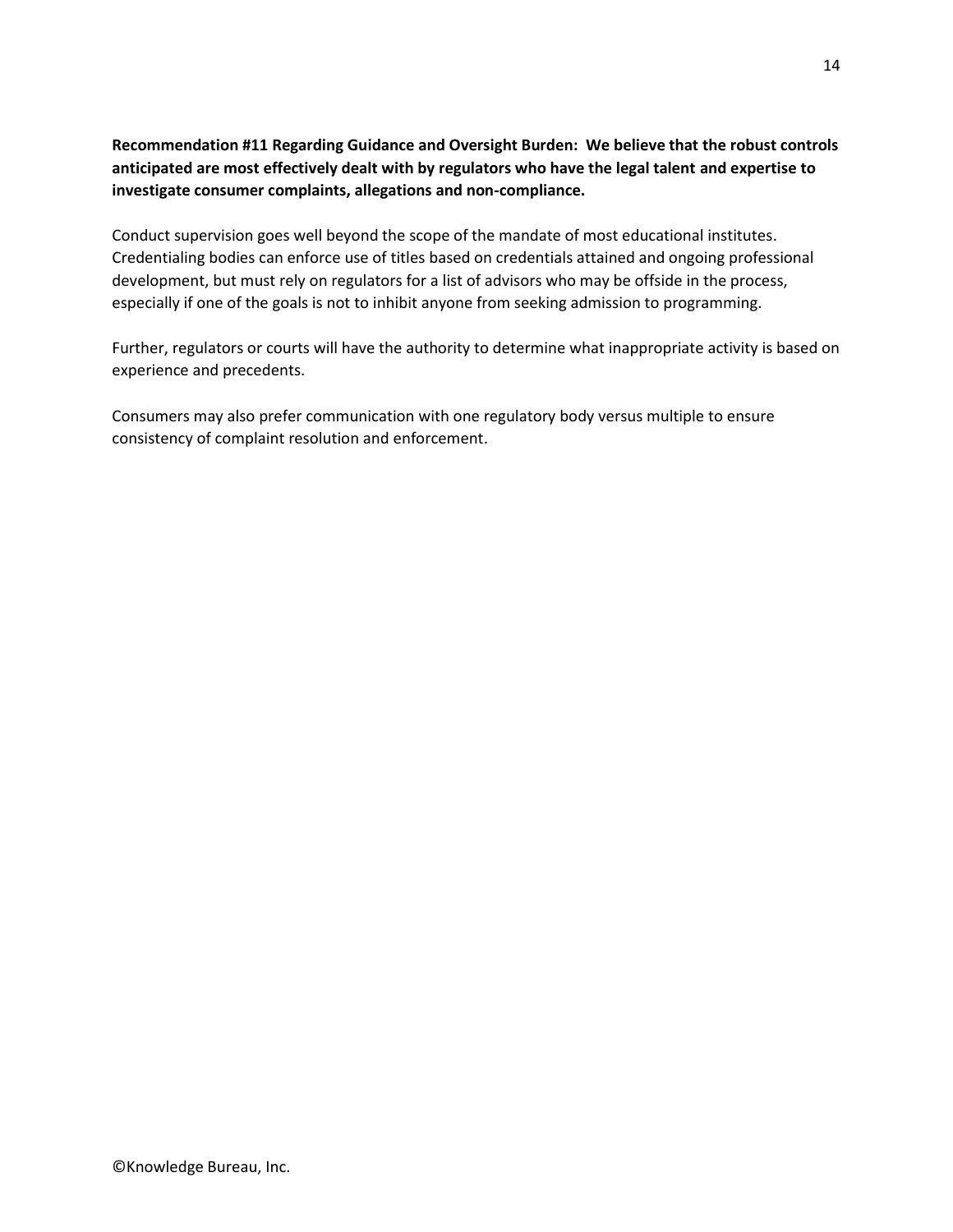**Recommendation #11 Regarding Guidance and Oversight Burden: We believe that the robust controls anticipated are most effectively dealt with by regulators who have the legal talent and expertise to investigate consumer complaints, allegations and non-compliance.**

Conduct supervision goes well beyond the scope of the mandate of most educational institutes. Credentialing bodies can enforce use of titles based on credentials attained and ongoing professional development, but must rely on regulators for a list of advisors who may be offside in the process, especially if one of the goals is not to inhibit anyone from seeking admission to programming.

Further, regulators or courts will have the authority to determine what inappropriate activity is based on experience and precedents.

Consumers may also prefer communication with one regulatory body versus multiple to ensure consistency of complaint resolution and enforcement.

©Knowledge Bureau, Inc.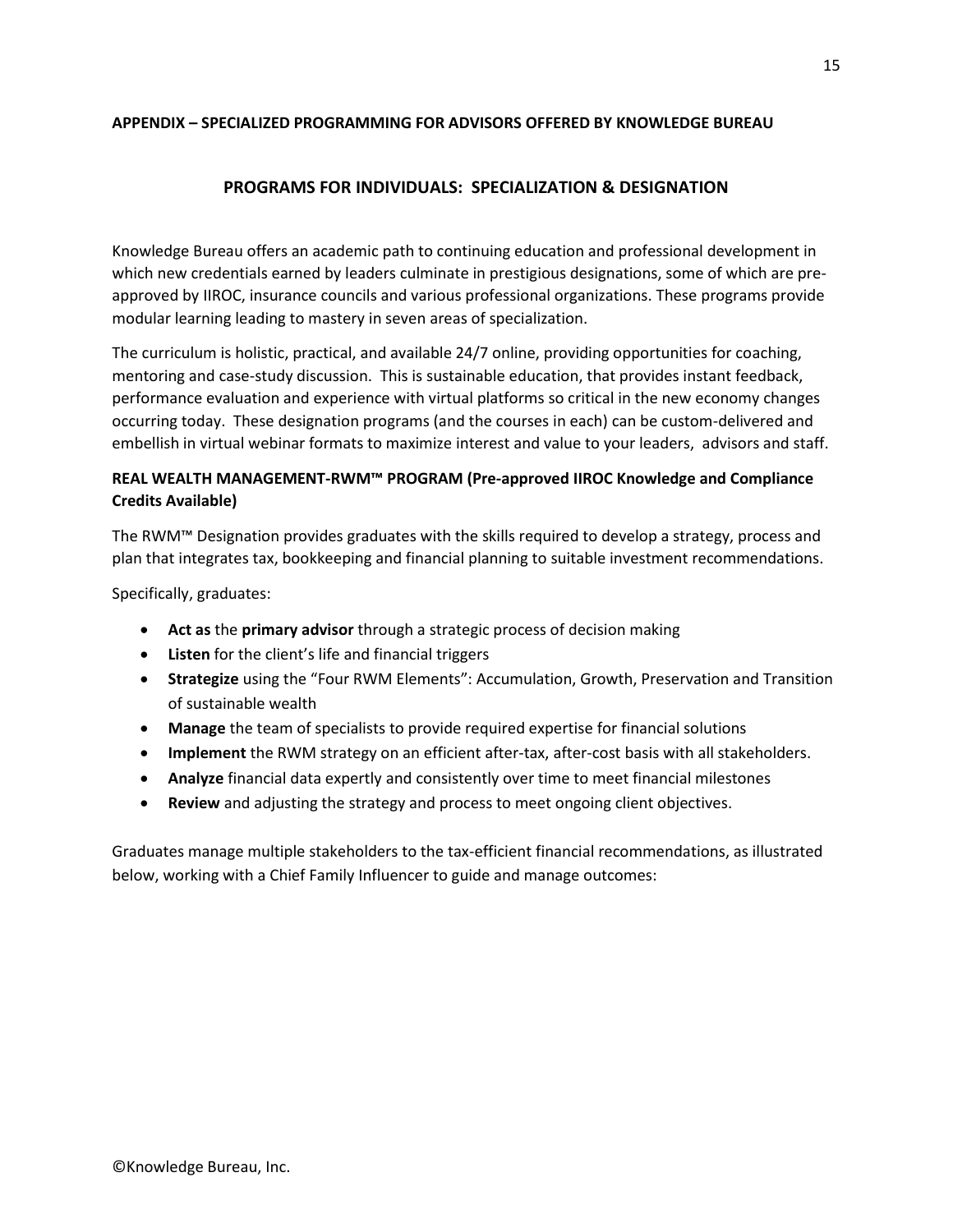**APPENDIX – SPECIALIZED PROGRAMMING FOR ADVISORS OFFERED BY KNOWLEDGE BUREAU**

## PROGRAMS FOR INDIVIDUALS: SPECIALIZATION & DESIGNATION

Knowledge Bureau offers an academic path to continuing education and professional development in which new credentials earned by leaders culminate in prestigious designations, some of which are pre-approved by IIROC, insurance councils and various professional organizations. These programs provide modular learning leading to mastery in seven areas of specialization.

The curriculum is holistic, practical, and available 24/7 online, providing opportunities for coaching, mentoring and case-study discussion. This is sustainable education, that provides instant feedback, performance evaluation and experience with virtual platforms so critical in the new economy changes occurring today. These designation programs (and the courses in each) can be custom-delivered and embellish in virtual webinar formats to maximize interest and value to your leaders, advisors and staff.

**REAL WEALTH MANAGEMENT-RWM™ PROGRAM (Pre-approved IIROC Knowledge and Compliance Credits Available)**

The RWM™ Designation provides graduates with the skills required to develop a strategy, process and plan that integrates tax, bookkeeping and financial planning to suitable investment recommendations.

Specifically, graduates:

- **Act as** the **primary advisor** through a strategic process of decision making
- **Listen** for the client's life and financial triggers
- **Strategize** using the "Four RWM Elements": Accumulation, Growth, Preservation and Transition of sustainable wealth
- **Manage** the team of specialists to provide required expertise for financial solutions
- **Implement** the RWM strategy on an efficient after-tax, after-cost basis with all stakeholders.
- **Analyze** financial data expertly and consistently over time to meet financial milestones
- **Review** and adjusting the strategy and process to meet ongoing client objectives.

Graduates manage multiple stakeholders to the tax-efficient financial recommendations, as illustrated below, working with a Chief Family Influencer to guide and manage outcomes: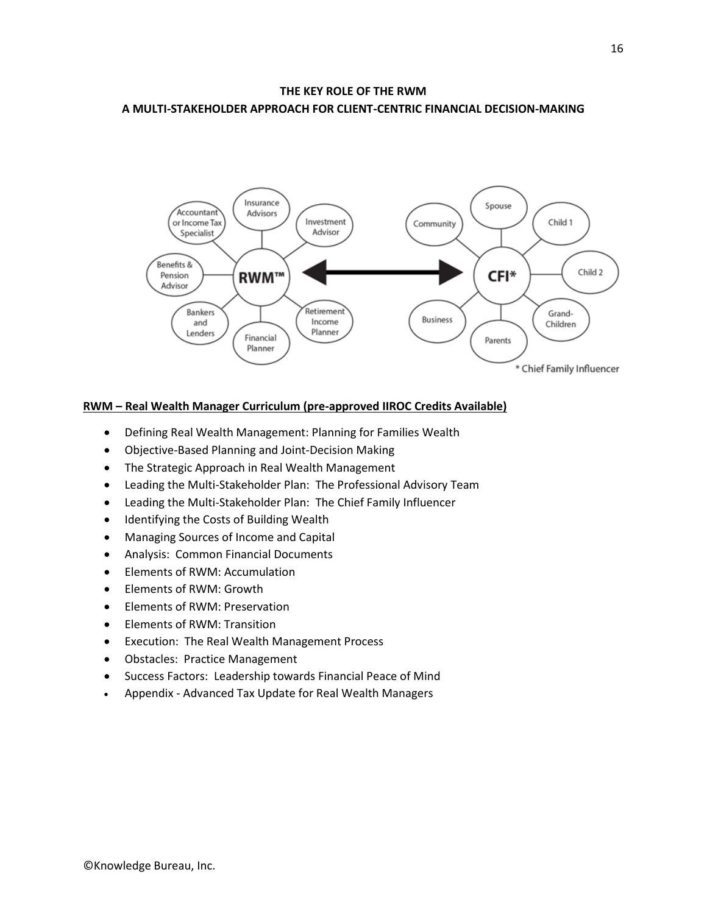**THE KEY ROLE OF THE RWM**
**A MULTI-STAKEHOLDER APPROACH FOR CLIENT-CENTRIC FINANCIAL DECISION-MAKING**

Accountant or Income Tax Specialist | Insurance Advisors | Investment Advisor | Benefits & Pension Advisor | RWM™ | Retirement Income Planner | Bankers and Lenders | Financial Planner

Community | Spouse | Child 1 | Child 2 | CFI* | Grand-Children | Business | Parents

\* Chief Family Influencer

**RWM – Real Wealth Manager Curriculum (pre-approved IIROC Credits Available)**

- Defining Real Wealth Management: Planning for Families Wealth
- Objective-Based Planning and Joint-Decision Making
- The Strategic Approach in Real Wealth Management
- Leading the Multi-Stakeholder Plan: The Professional Advisory Team
- Leading the Multi-Stakeholder Plan: The Chief Family Influencer
- Identifying the Costs of Building Wealth
- Managing Sources of Income and Capital
- Analysis: Common Financial Documents
- Elements of RWM: Accumulation
- Elements of RWM: Growth
- Elements of RWM: Preservation
- Elements of RWM: Transition
- Execution: The Real Wealth Management Process
- Obstacles: Practice Management
- Success Factors: Leadership towards Financial Peace of Mind
- Appendix - Advanced Tax Update for Real Wealth Managers

©Knowledge Bureau, Inc.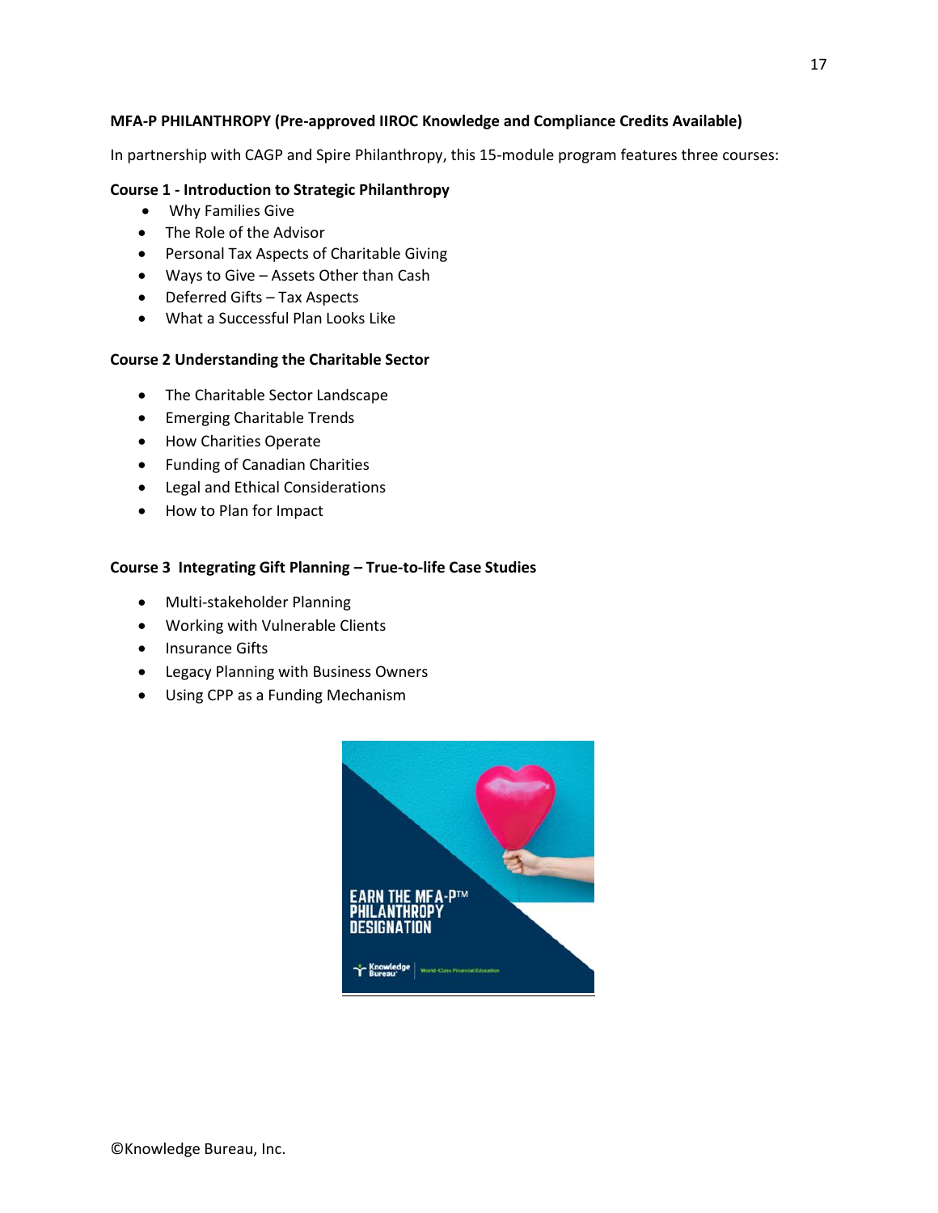**MFA-P PHILANTHROPY (Pre-approved IIROC Knowledge and Compliance Credits Available)**

In partnership with CAGP and Spire Philanthropy, this 15-module program features three courses:

**Course 1 - Introduction to Strategic Philanthropy**

- Why Families Give
- The Role of the Advisor
- Personal Tax Aspects of Charitable Giving
- Ways to Give – Assets Other than Cash
- Deferred Gifts – Tax Aspects
- What a Successful Plan Looks Like

**Course 2 Understanding the Charitable Sector**

- The Charitable Sector Landscape
- Emerging Charitable Trends
- How Charities Operate
- Funding of Canadian Charities
- Legal and Ethical Considerations
- How to Plan for Impact

**Course 3 Integrating Gift Planning – True-to-life Case Studies**

- Multi-stakeholder Planning
- Working with Vulnerable Clients
- Insurance Gifts
- Legacy Planning with Business Owners
- Using CPP as a Funding Mechanism

EARN THE MFA-P™ PHILANTHROPY DESIGNATION

Knowledge Bureau | World-Class Financial Education

©Knowledge Bureau, Inc.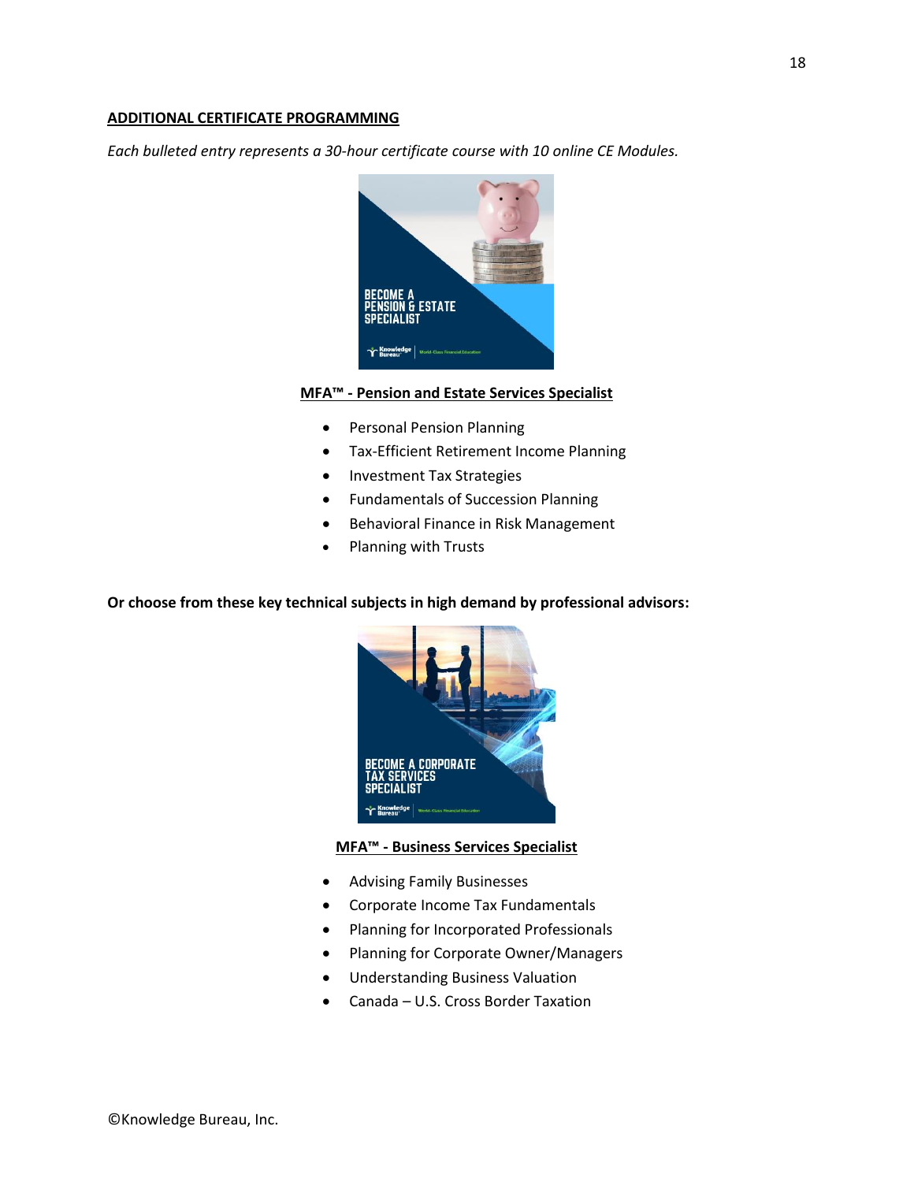**ADDITIONAL CERTIFICATE PROGRAMMING**

*Each bulleted entry represents a 30-hour certificate course with 10 online CE Modules.*

**MFA™ - Pension and Estate Services Specialist**

- Personal Pension Planning
- Tax-Efficient Retirement Income Planning
- Investment Tax Strategies
- Fundamentals of Succession Planning
- Behavioral Finance in Risk Management
- Planning with Trusts

**Or choose from these key technical subjects in high demand by professional advisors:**

**MFA™ - Business Services Specialist**

- Advising Family Businesses
- Corporate Income Tax Fundamentals
- Planning for Incorporated Professionals
- Planning for Corporate Owner/Managers
- Understanding Business Valuation
- Canada – U.S. Cross Border Taxation

©Knowledge Bureau, Inc.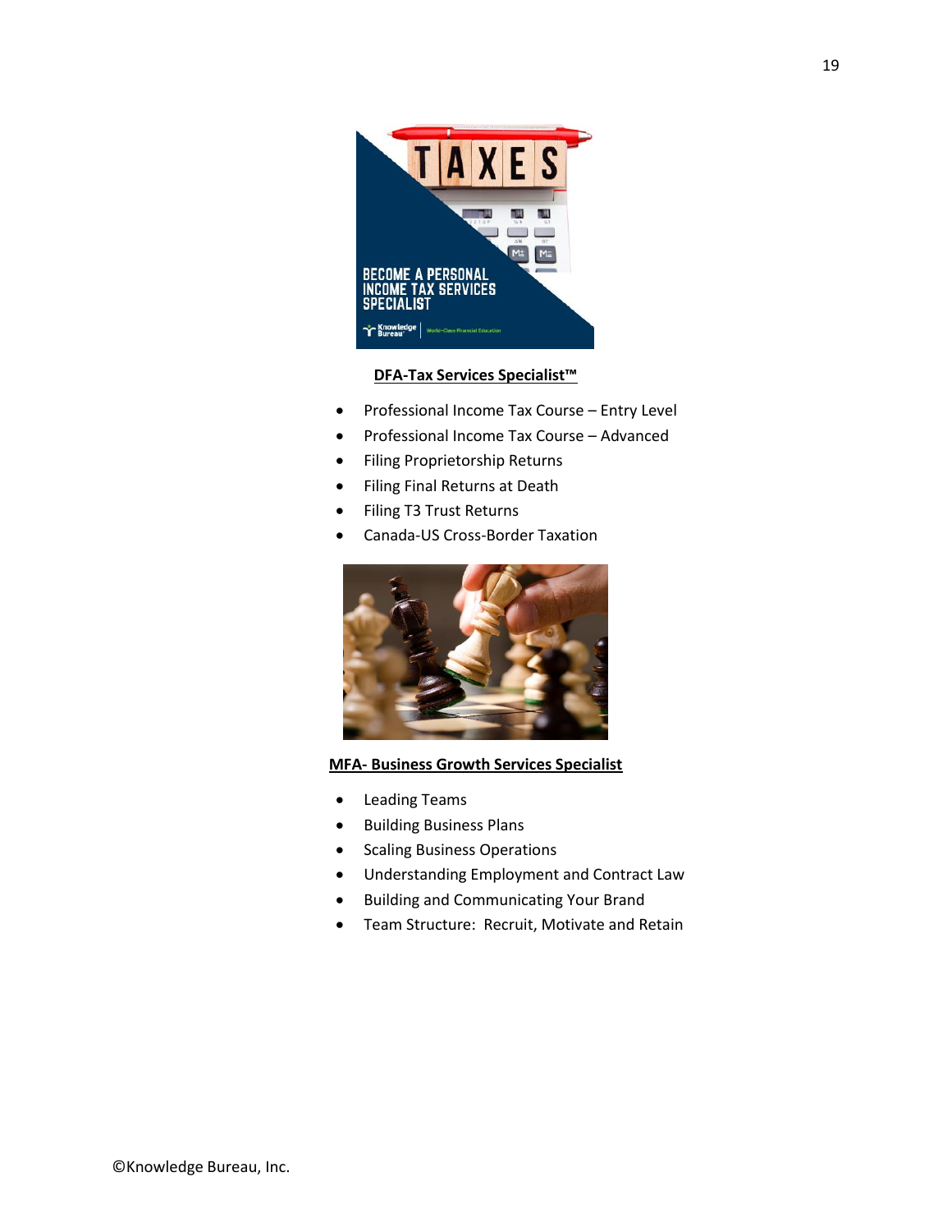**DFA-Tax Services Specialist™**

- Professional Income Tax Course – Entry Level
- Professional Income Tax Course – Advanced
- Filing Proprietorship Returns
- Filing Final Returns at Death
- Filing T3 Trust Returns
- Canada-US Cross-Border Taxation

**MFA- Business Growth Services Specialist**

- Leading Teams
- Building Business Plans
- Scaling Business Operations
- Understanding Employment and Contract Law
- Building and Communicating Your Brand
- Team Structure: Recruit, Motivate and Retain